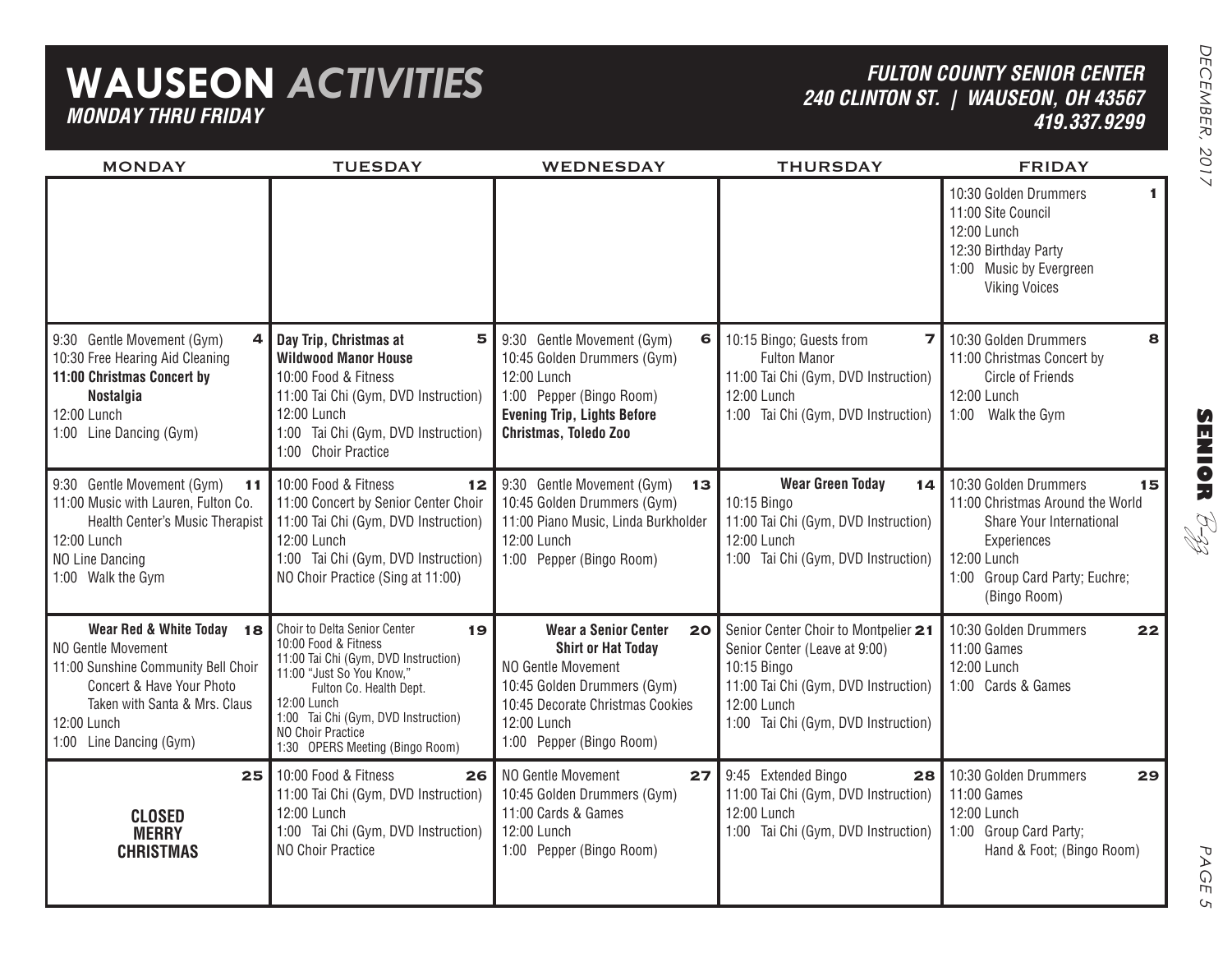# WAUSEON *ACTIVITIES*

***MONDAY THRU FRIDAY***

***FULTON COUNTY SENIOR CENTER***
***240 CLINTON ST. | WAUSEON, OH 43567***
***419.337.9299***

| MONDAY | TUESDAY | WEDNESDAY | THURSDAY | FRIDAY |
|---|---|---|---|---|
| | | | | **1** 10:30 Golden Drummers<br>11:00 Site Council<br>12:00 Lunch<br>12:30 Birthday Party<br>1:00 Music by Evergreen Viking Voices |
| **4** 9:30 Gentle Movement (Gym)<br>10:30 Free Hearing Aid Cleaning<br>**11:00 Christmas Concert by Nostalgia**<br>12:00 Lunch<br>1:00 Line Dancing (Gym) | **5** **Day Trip, Christmas at Wildwood Manor House**<br>10:00 Food & Fitness<br>11:00 Tai Chi (Gym, DVD Instruction)<br>12:00 Lunch<br>1:00 Tai Chi (Gym, DVD Instruction)<br>1:00 Choir Practice | **6** 9:30 Gentle Movement (Gym)<br>10:45 Golden Drummers (Gym)<br>12:00 Lunch<br>1:00 Pepper (Bingo Room)<br>**Evening Trip, Lights Before Christmas, Toledo Zoo** | **7** 10:15 Bingo; Guests from Fulton Manor<br>11:00 Tai Chi (Gym, DVD Instruction)<br>12:00 Lunch<br>1:00 Tai Chi (Gym, DVD Instruction) | **8** 10:30 Golden Drummers<br>11:00 Christmas Concert by Circle of Friends<br>12:00 Lunch<br>1:00 Walk the Gym |
| **11** 9:30 Gentle Movement (Gym)<br>11:00 Music with Lauren, Fulton Co. Health Center's Music Therapist<br>12:00 Lunch<br>NO Line Dancing<br>1:00 Walk the Gym | **12** 10:00 Food & Fitness<br>11:00 Concert by Senior Center Choir<br>11:00 Tai Chi (Gym, DVD Instruction)<br>12:00 Lunch<br>1:00 Tai Chi (Gym, DVD Instruction)<br>NO Choir Practice (Sing at 11:00) | **13** 9:30 Gentle Movement (Gym)<br>10:45 Golden Drummers (Gym)<br>11:00 Piano Music, Linda Burkholder<br>12:00 Lunch<br>1:00 Pepper (Bingo Room) | **14** **Wear Green Today**<br>10:15 Bingo<br>11:00 Tai Chi (Gym, DVD Instruction)<br>12:00 Lunch<br>1:00 Tai Chi (Gym, DVD Instruction) | **15** 10:30 Golden Drummers<br>11:00 Christmas Around the World Share Your International Experiences<br>12:00 Lunch<br>1:00 Group Card Party; Euchre; (Bingo Room) |
| **18** **Wear Red & White Today**<br>NO Gentle Movement<br>11:00 Sunshine Community Bell Choir Concert & Have Your Photo Taken with Santa & Mrs. Claus<br>12:00 Lunch<br>1:00 Line Dancing (Gym) | **19** Choir to Delta Senior Center<br>10:00 Food & Fitness<br>11:00 Tai Chi (Gym, DVD Instruction)<br>11:00 "Just So You Know," Fulton Co. Health Dept.<br>12:00 Lunch<br>1:00 Tai Chi (Gym, DVD Instruction)<br>NO Choir Practice<br>1:30 OPERS Meeting (Bingo Room) | **20** **Wear a Senior Center Shirt or Hat Today**<br>NO Gentle Movement<br>10:45 Golden Drummers (Gym)<br>10:45 Decorate Christmas Cookies<br>12:00 Lunch<br>1:00 Pepper (Bingo Room) | **21** Senior Center Choir to Montpelier Senior Center (Leave at 9:00)<br>10:15 Bingo<br>11:00 Tai Chi (Gym, DVD Instruction)<br>12:00 Lunch<br>1:00 Tai Chi (Gym, DVD Instruction) | **22** 10:30 Golden Drummers<br>11:00 Games<br>12:00 Lunch<br>1:00 Cards & Games |
| **25** **CLOSED MERRY CHRISTMAS** | **26** 10:00 Food & Fitness<br>11:00 Tai Chi (Gym, DVD Instruction)<br>12:00 Lunch<br>1:00 Tai Chi (Gym, DVD Instruction)<br>NO Choir Practice | **27** NO Gentle Movement<br>10:45 Golden Drummers (Gym)<br>11:00 Cards & Games<br>12:00 Lunch<br>1:00 Pepper (Bingo Room) | **28** 9:45 Extended Bingo<br>11:00 Tai Chi (Gym, DVD Instruction)<br>12:00 Lunch<br>1:00 Tai Chi (Gym, DVD Instruction) | **29** 10:30 Golden Drummers<br>11:00 Games<br>12:00 Lunch<br>1:00 Group Card Party; Hand & Foot; (Bingo Room) |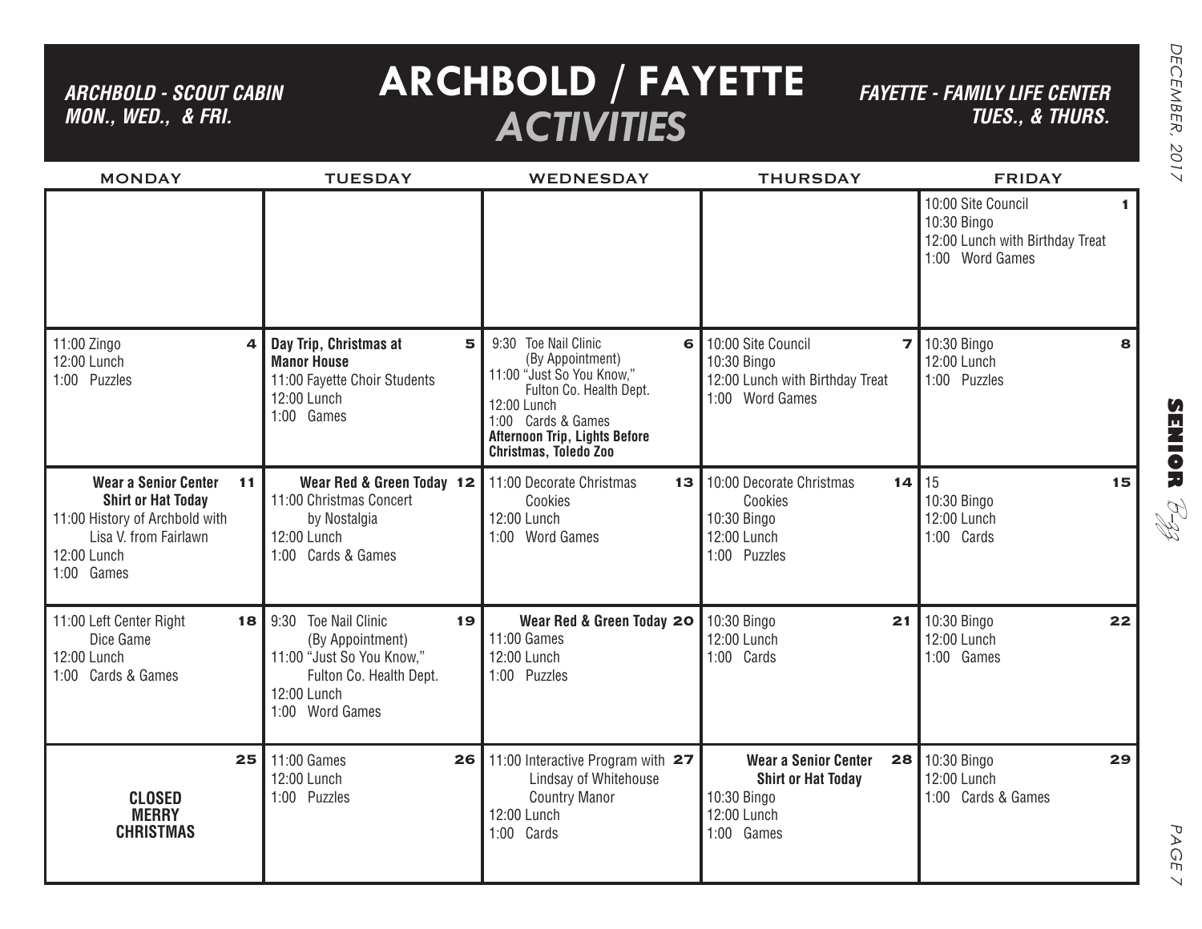# ARCHBOLD / FAYETTE *ACTIVITIES*

***ARCHBOLD - SCOUT CABIN MON., WED., & FRI.***

***FAYETTE - FAMILY LIFE CENTER TUES., & THURS.***

| MONDAY | TUESDAY | WEDNESDAY | THURSDAY | FRIDAY |
|---|---|---|---|---|
| | | | | **1** 10:00 Site Council<br>10:30 Bingo<br>12:00 Lunch with Birthday Treat<br>1:00 Word Games |
| **4** 11:00 Zingo<br>12:00 Lunch<br>1:00 Puzzles | **5** **Day Trip, Christmas at Manor House**<br>11:00 Fayette Choir Students<br>12:00 Lunch<br>1:00 Games | **6** 9:30 Toe Nail Clinic (By Appointment)<br>11:00 "Just So You Know," Fulton Co. Health Dept.<br>12:00 Lunch<br>1:00 Cards & Games<br>**Afternoon Trip, Lights Before Christmas, Toledo Zoo** | **7** 10:00 Site Council<br>10:30 Bingo<br>12:00 Lunch with Birthday Treat<br>1:00 Word Games | **8** 10:30 Bingo<br>12:00 Lunch<br>1:00 Puzzles |
| **11** **Wear a Senior Center Shirt or Hat Today**<br>11:00 History of Archbold with Lisa V. from Fairlawn<br>12:00 Lunch<br>1:00 Games | **12** **Wear Red & Green Today**<br>11:00 Christmas Concert by Nostalgia<br>12:00 Lunch<br>1:00 Cards & Games | **13** 11:00 Decorate Christmas Cookies<br>12:00 Lunch<br>1:00 Word Games | **14** 10:00 Decorate Christmas Cookies<br>10:30 Bingo<br>12:00 Lunch<br>1:00 Puzzles | **15** 15<br>10:30 Bingo<br>12:00 Lunch<br>1:00 Cards |
| **18** 11:00 Left Center Right Dice Game<br>12:00 Lunch<br>1:00 Cards & Games | **19** 9:30 Toe Nail Clinic (By Appointment)<br>11:00 "Just So You Know," Fulton Co. Health Dept.<br>12:00 Lunch<br>1:00 Word Games | **20** **Wear Red & Green Today**<br>11:00 Games<br>12:00 Lunch<br>1:00 Puzzles | **21** 10:30 Bingo<br>12:00 Lunch<br>1:00 Cards | **22** 10:30 Bingo<br>12:00 Lunch<br>1:00 Games |
| **25** **CLOSED MERRY CHRISTMAS** | **26** 11:00 Games<br>12:00 Lunch<br>1:00 Puzzles | **27** 11:00 Interactive Program with Lindsay of Whitehouse Country Manor<br>12:00 Lunch<br>1:00 Cards | **28** **Wear a Senior Center Shirt or Hat Today**<br>10:30 Bingo<br>12:00 Lunch<br>1:00 Games | **29** 10:30 Bingo<br>12:00 Lunch<br>1:00 Cards & Games |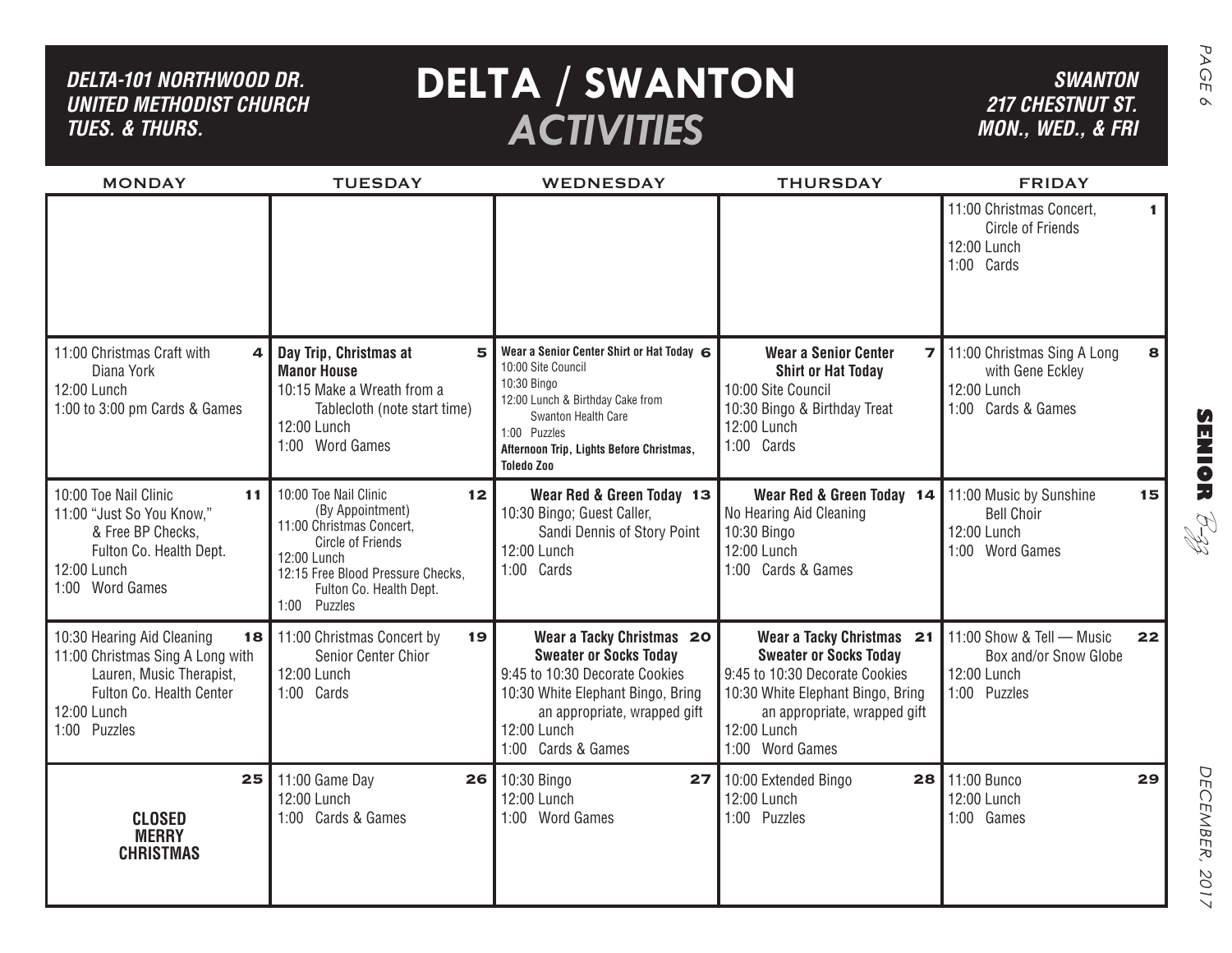*DELTA-101 NORTHWOOD DR.*
*UNITED METHODIST CHURCH*
*TUES. & THURS.*

# DELTA / SWANTON *ACTIVITIES*

*SWANTON*
*217 CHESTNUT ST.*
*MON., WED., & FRI*

| MONDAY | TUESDAY | WEDNESDAY | THURSDAY | FRIDAY |
|---|---|---|---|---|
| | | | | **1** 11:00 Christmas Concert, Circle of Friends<br>12:00 Lunch<br>1:00 Cards |
| **4** 11:00 Christmas Craft with Diana York<br>12:00 Lunch<br>1:00 to 3:00 pm Cards & Games | **5** **Day Trip, Christmas at Manor House**<br>10:15 Make a Wreath from a Tablecloth (note start time)<br>12:00 Lunch<br>1:00 Word Games | **6** **Wear a Senior Center Shirt or Hat Today**<br>10:00 Site Council<br>10:30 Bingo<br>12:00 Lunch & Birthday Cake from Swanton Health Care<br>1:00 Puzzles<br>**Afternoon Trip, Lights Before Christmas, Toledo Zoo** | **7** **Wear a Senior Center Shirt or Hat Today**<br>10:00 Site Council<br>10:30 Bingo & Birthday Treat<br>12:00 Lunch<br>1:00 Cards | **8** 11:00 Christmas Sing A Long with Gene Eckley<br>12:00 Lunch<br>1:00 Cards & Games |
| **11** 10:00 Toe Nail Clinic<br>11:00 "Just So You Know," & Free BP Checks, Fulton Co. Health Dept.<br>12:00 Lunch<br>1:00 Word Games | **12** 10:00 Toe Nail Clinic (By Appointment)<br>11:00 Christmas Concert, Circle of Friends<br>12:00 Lunch<br>12:15 Free Blood Pressure Checks, Fulton Co. Health Dept.<br>1:00 Puzzles | **13** **Wear Red & Green Today**<br>10:30 Bingo; Guest Caller, Sandi Dennis of Story Point<br>12:00 Lunch<br>1:00 Cards | **14** **Wear Red & Green Today**<br>No Hearing Aid Cleaning<br>10:30 Bingo<br>12:00 Lunch<br>1:00 Cards & Games | **15** 11:00 Music by Sunshine Bell Choir<br>12:00 Lunch<br>1:00 Word Games |
| **18** 10:30 Hearing Aid Cleaning<br>11:00 Christmas Sing A Long with Lauren, Music Therapist, Fulton Co. Health Center<br>12:00 Lunch<br>1:00 Puzzles | **19** 11:00 Christmas Concert by Senior Center Chior<br>12:00 Lunch<br>1:00 Cards | **20** **Wear a Tacky Christmas Sweater or Socks Today**<br>9:45 to 10:30 Decorate Cookies<br>10:30 White Elephant Bingo, Bring an appropriate, wrapped gift<br>12:00 Lunch<br>1:00 Cards & Games | **21** **Wear a Tacky Christmas Sweater or Socks Today**<br>9:45 to 10:30 Decorate Cookies<br>10:30 White Elephant Bingo, Bring an appropriate, wrapped gift<br>12:00 Lunch<br>1:00 Word Games | **22** 11:00 Show & Tell — Music Box and/or Snow Globe<br>12:00 Lunch<br>1:00 Puzzles |
| **25** **CLOSED MERRY CHRISTMAS** | **26** 11:00 Game Day<br>12:00 Lunch<br>1:00 Cards & Games | **27** 10:30 Bingo<br>12:00 Lunch<br>1:00 Word Games | **28** 10:00 Extended Bingo<br>12:00 Lunch<br>1:00 Puzzles | **29** 11:00 Bunco<br>12:00 Lunch<br>1:00 Games |